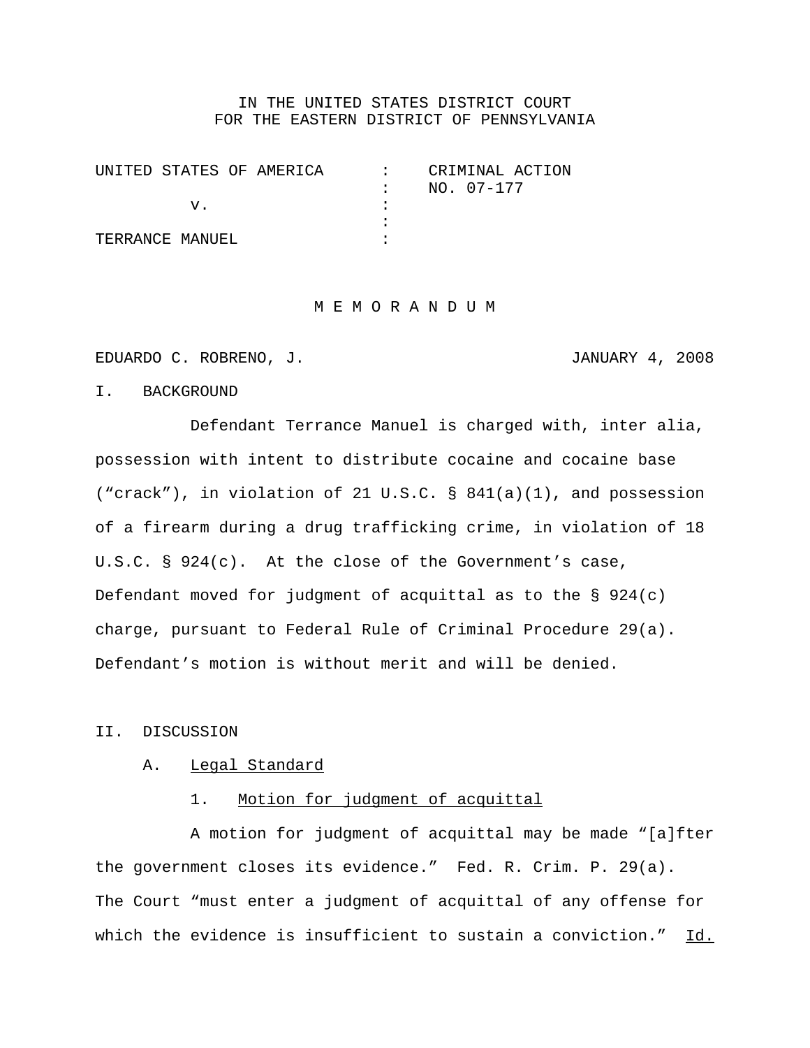IN THE UNITED STATES DISTRICT COURT
FOR THE EASTERN DISTRICT OF PENNSYLVANIA

| | | |
|---|---|---|
| UNITED STATES OF AMERICA | : | CRIMINAL ACTION |
| | : | NO. 07-177 |
| v. | : | |
| | : | |
| TERRANCE MANUEL | : | |

# M E M O R A N D U M

EDUARDO C. ROBRENO, J. JANUARY 4, 2008

## I. BACKGROUND

Defendant Terrance Manuel is charged with, inter alia, possession with intent to distribute cocaine and cocaine base ("crack"), in violation of 21 U.S.C. § 841(a)(1), and possession of a firearm during a drug trafficking crime, in violation of 18 U.S.C. § 924(c). At the close of the Government's case, Defendant moved for judgment of acquittal as to the § 924(c) charge, pursuant to Federal Rule of Criminal Procedure 29(a). Defendant's motion is without merit and will be denied.

## II. DISCUSSION

### A. Legal Standard

#### 1. Motion for judgment of acquittal

A motion for judgment of acquittal may be made "[a]fter the government closes its evidence." Fed. R. Crim. P. 29(a). The Court "must enter a judgment of acquittal of any offense for which the evidence is insufficient to sustain a conviction." Id.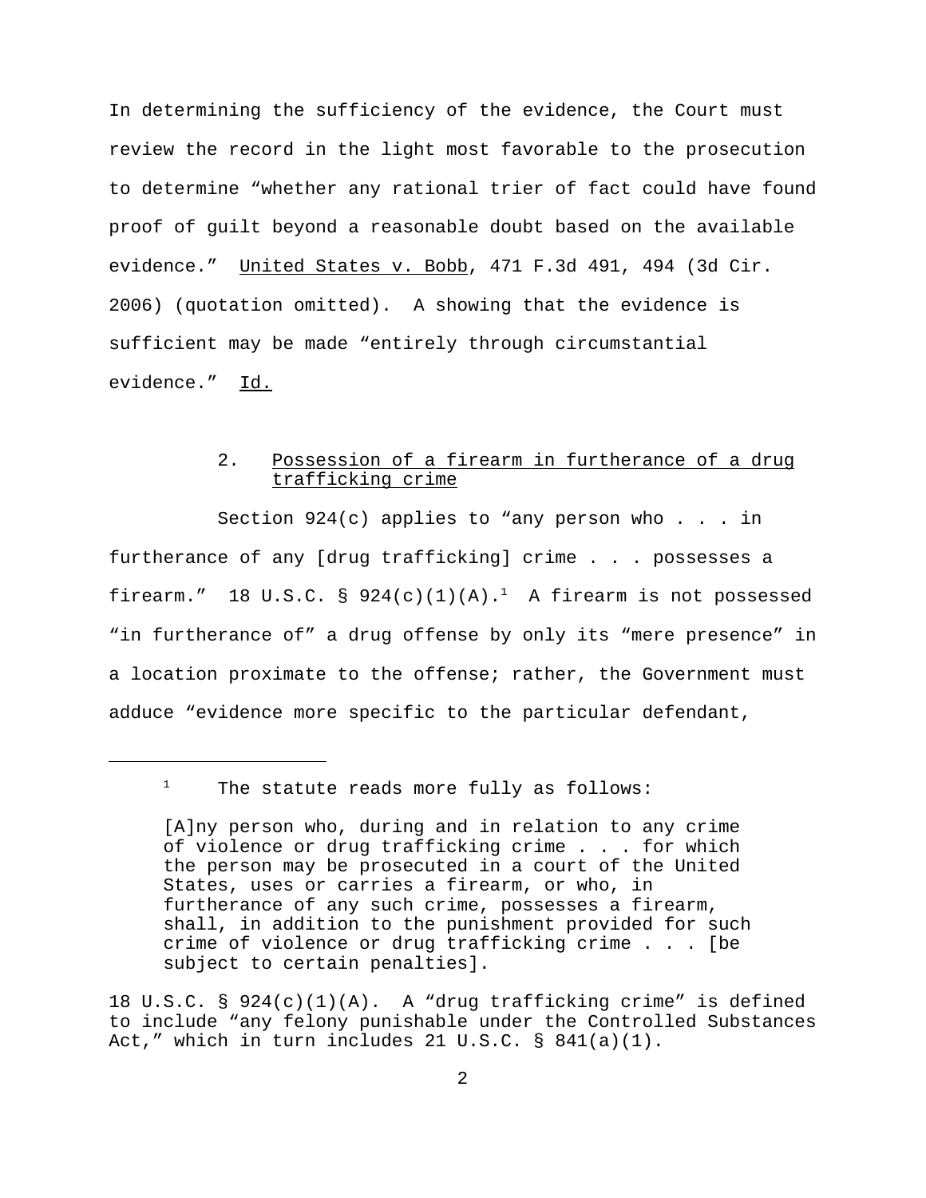In determining the sufficiency of the evidence, the Court must review the record in the light most favorable to the prosecution to determine "whether any rational trier of fact could have found proof of guilt beyond a reasonable doubt based on the available evidence." United States v. Bobb, 471 F.3d 491, 494 (3d Cir. 2006) (quotation omitted). A showing that the evidence is sufficient may be made "entirely through circumstantial evidence." Id.

2. Possession of a firearm in furtherance of a drug trafficking crime

Section 924(c) applies to "any person who . . . in furtherance of any [drug trafficking] crime . . . possesses a firearm." 18 U.S.C. § 924(c)(1)(A).[1] A firearm is not possessed "in furtherance of" a drug offense by only its "mere presence" in a location proximate to the offense; rather, the Government must adduce "evidence more specific to the particular defendant,

---

[1] The statute reads more fully as follows:

> [A]ny person who, during and in relation to any crime of violence or drug trafficking crime . . . for which the person may be prosecuted in a court of the United States, uses or carries a firearm, or who, in furtherance of any such crime, possesses a firearm, shall, in addition to the punishment provided for such crime of violence or drug trafficking crime . . . [be subject to certain penalties].

18 U.S.C. § 924(c)(1)(A). A "drug trafficking crime" is defined to include "any felony punishable under the Controlled Substances Act," which in turn includes 21 U.S.C. § 841(a)(1).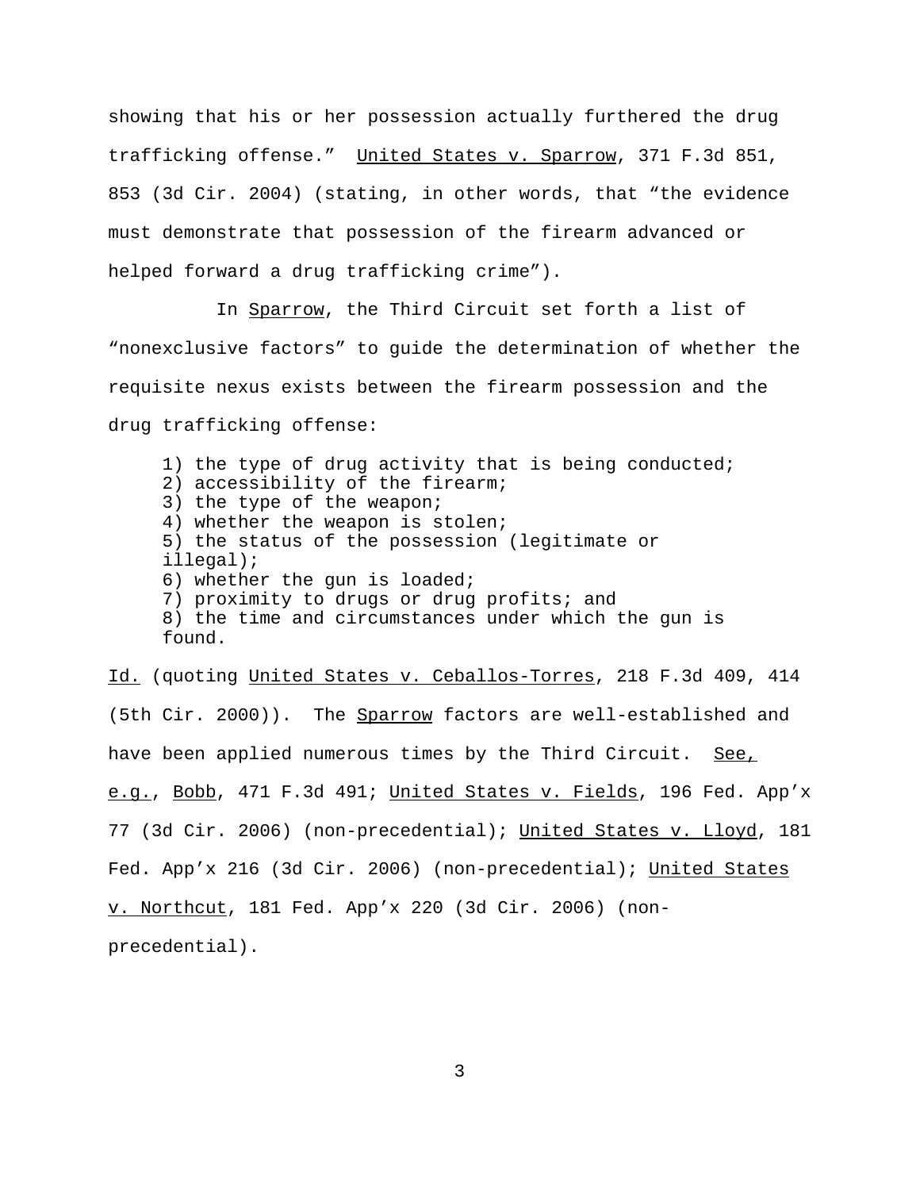showing that his or her possession actually furthered the drug trafficking offense." United States v. Sparrow, 371 F.3d 851, 853 (3d Cir. 2004) (stating, in other words, that "the evidence must demonstrate that possession of the firearm advanced or helped forward a drug trafficking crime").

In Sparrow, the Third Circuit set forth a list of "nonexclusive factors" to guide the determination of whether the requisite nexus exists between the firearm possession and the drug trafficking offense:

> 1) the type of drug activity that is being conducted;
> 2) accessibility of the firearm;
> 3) the type of the weapon;
> 4) whether the weapon is stolen;
> 5) the status of the possession (legitimate or illegal);
> 6) whether the gun is loaded;
> 7) proximity to drugs or drug profits; and
> 8) the time and circumstances under which the gun is found.

Id. (quoting United States v. Ceballos-Torres, 218 F.3d 409, 414 (5th Cir. 2000)). The Sparrow factors are well-established and have been applied numerous times by the Third Circuit. See, e.g., Bobb, 471 F.3d 491; United States v. Fields, 196 Fed. App'x 77 (3d Cir. 2006) (non-precedential); United States v. Lloyd, 181 Fed. App'x 216 (3d Cir. 2006) (non-precedential); United States v. Northcut, 181 Fed. App'x 220 (3d Cir. 2006) (non-precedential).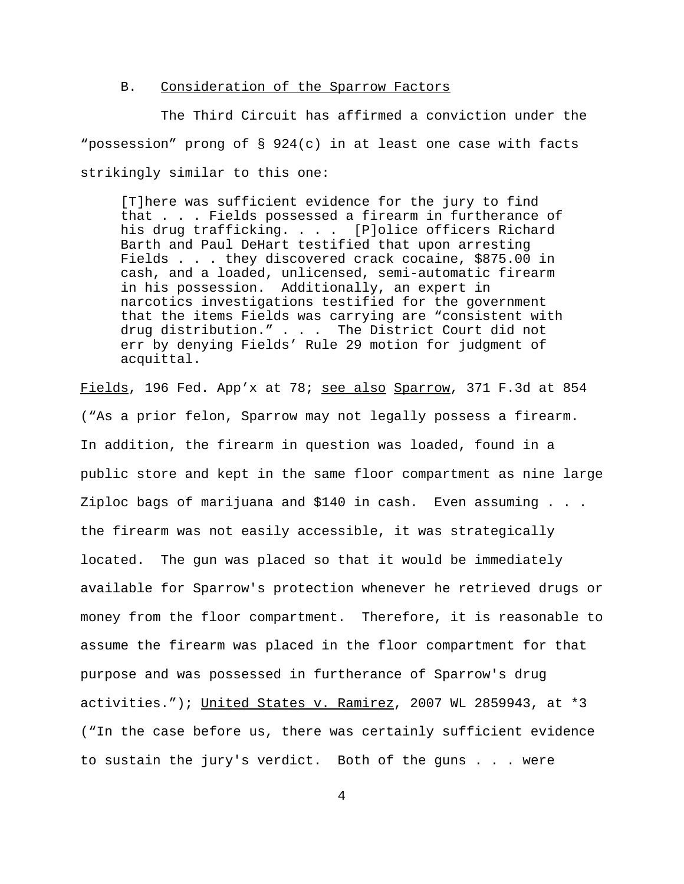### B. Consideration of the Sparrow Factors

The Third Circuit has affirmed a conviction under the "possession" prong of § 924(c) in at least one case with facts strikingly similar to this one:

> [T]here was sufficient evidence for the jury to find that . . . Fields possessed a firearm in furtherance of his drug trafficking. . . . [P]olice officers Richard Barth and Paul DeHart testified that upon arresting Fields . . . they discovered crack cocaine, $875.00 in cash, and a loaded, unlicensed, semi-automatic firearm in his possession. Additionally, an expert in narcotics investigations testified for the government that the items Fields was carrying are "consistent with drug distribution." . . . The District Court did not err by denying Fields' Rule 29 motion for judgment of acquittal.

Fields, 196 Fed. App'x at 78; see also Sparrow, 371 F.3d at 854 ("As a prior felon, Sparrow may not legally possess a firearm. In addition, the firearm in question was loaded, found in a public store and kept in the same floor compartment as nine large Ziploc bags of marijuana and $140 in cash. Even assuming . . . the firearm was not easily accessible, it was strategically located. The gun was placed so that it would be immediately available for Sparrow's protection whenever he retrieved drugs or money from the floor compartment. Therefore, it is reasonable to assume the firearm was placed in the floor compartment for that purpose and was possessed in furtherance of Sparrow's drug activities."); United States v. Ramirez, 2007 WL 2859943, at *3 ("In the case before us, there was certainly sufficient evidence to sustain the jury's verdict. Both of the guns . . . were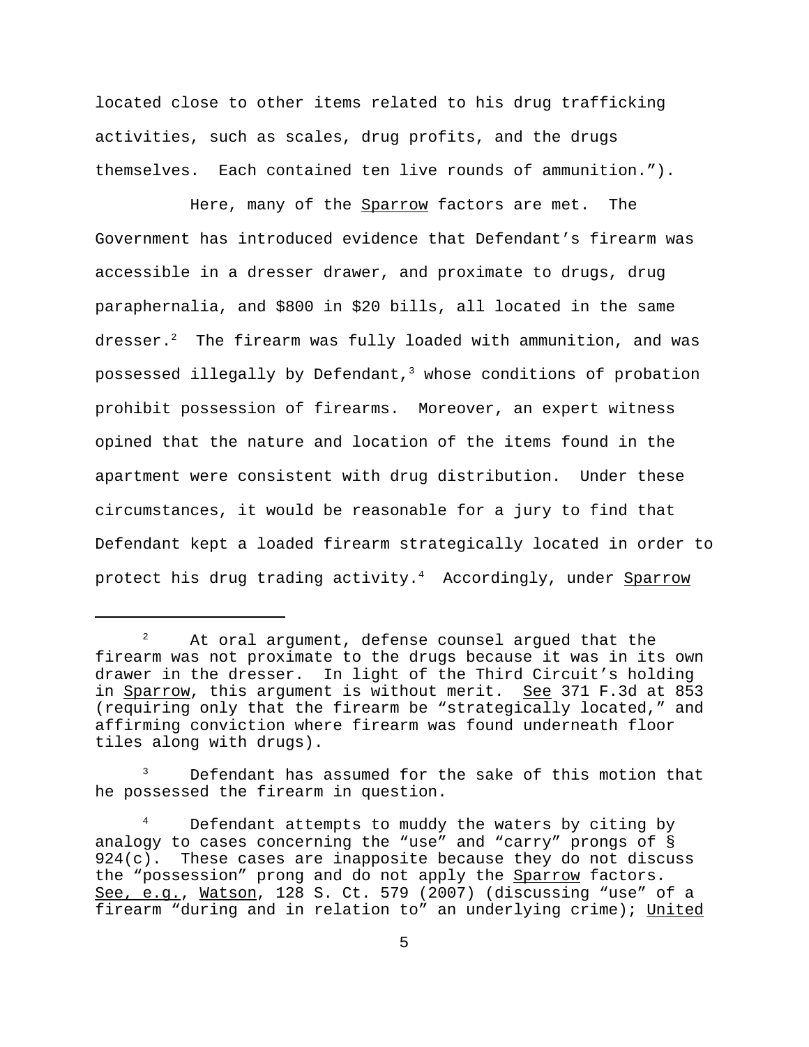located close to other items related to his drug trafficking activities, such as scales, drug profits, and the drugs themselves. Each contained ten live rounds of ammunition.").

Here, many of the Sparrow factors are met. The Government has introduced evidence that Defendant's firearm was accessible in a dresser drawer, and proximate to drugs, drug paraphernalia, and $800 in $20 bills, all located in the same dresser.[2] The firearm was fully loaded with ammunition, and was possessed illegally by Defendant,[3] whose conditions of probation prohibit possession of firearms. Moreover, an expert witness opined that the nature and location of the items found in the apartment were consistent with drug distribution. Under these circumstances, it would be reasonable for a jury to find that Defendant kept a loaded firearm strategically located in order to protect his drug trading activity.[4] Accordingly, under Sparrow

---

[2] At oral argument, defense counsel argued that the firearm was not proximate to the drugs because it was in its own drawer in the dresser. In light of the Third Circuit's holding in Sparrow, this argument is without merit. See 371 F.3d at 853 (requiring only that the firearm be "strategically located," and affirming conviction where firearm was found underneath floor tiles along with drugs).

[3] Defendant has assumed for the sake of this motion that he possessed the firearm in question.

[4] Defendant attempts to muddy the waters by citing by analogy to cases concerning the "use" and "carry" prongs of § 924(c). These cases are inapposite because they do not discuss the "possession" prong and do not apply the Sparrow factors. See, e.g., Watson, 128 S. Ct. 579 (2007) (discussing "use" of a firearm "during and in relation to" an underlying crime); United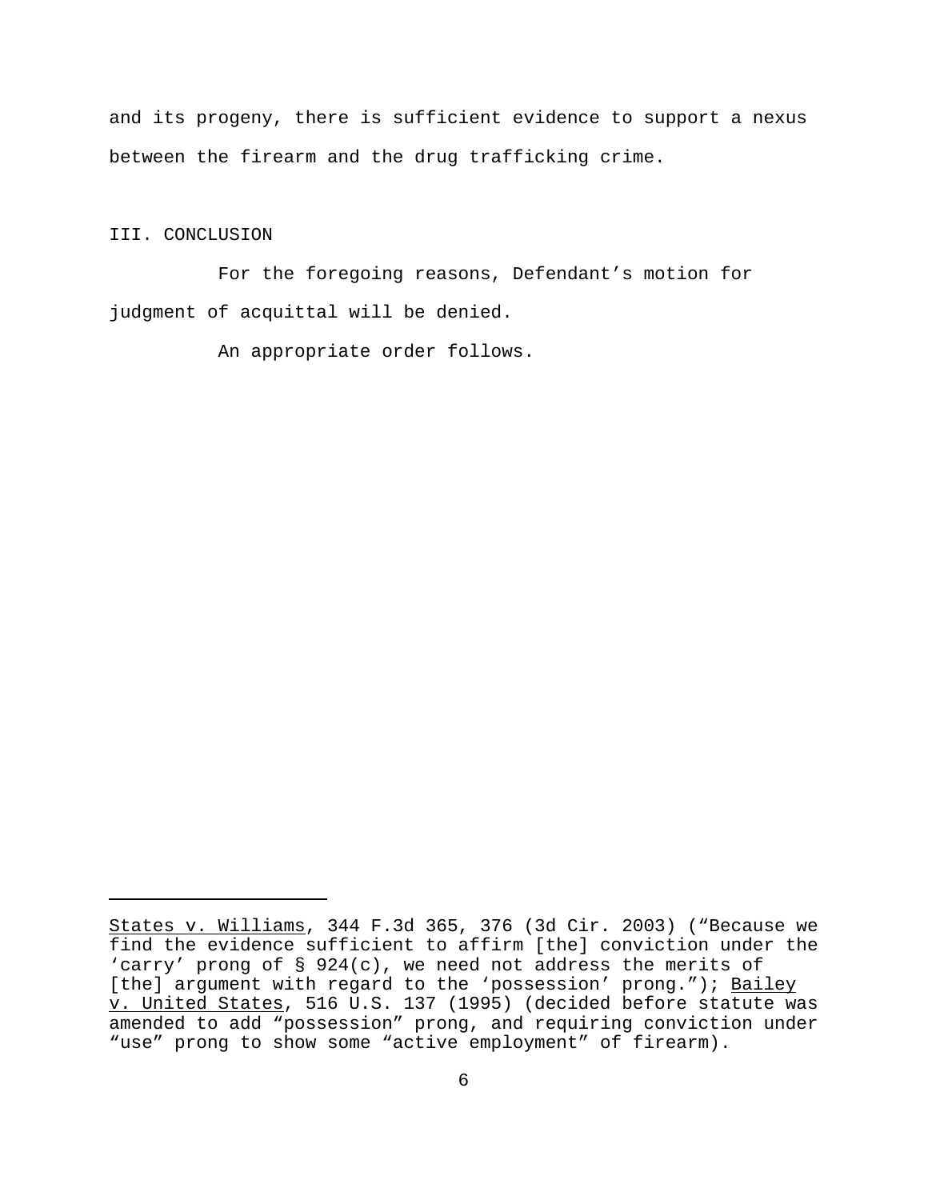and its progeny, there is sufficient evidence to support a nexus between the firearm and the drug trafficking crime.

III. CONCLUSION

For the foregoing reasons, Defendant's motion for judgment of acquittal will be denied.

An appropriate order follows.

---

States v. Williams, 344 F.3d 365, 376 (3d Cir. 2003) ("Because we find the evidence sufficient to affirm [the] conviction under the 'carry' prong of § 924(c), we need not address the merits of [the] argument with regard to the 'possession' prong."); Bailey v. United States, 516 U.S. 137 (1995) (decided before statute was amended to add "possession" prong, and requiring conviction under "use" prong to show some "active employment" of firearm).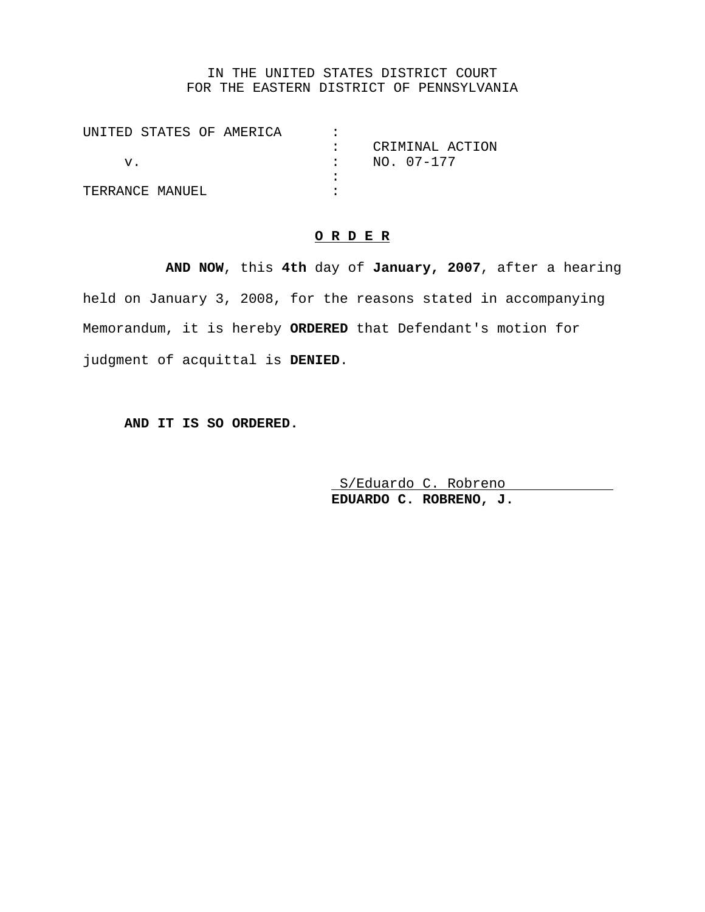IN THE UNITED STATES DISTRICT COURT
FOR THE EASTERN DISTRICT OF PENNSYLVANIA

| | | |
|---|---|---|
| UNITED STATES OF AMERICA | : | |
| | : | CRIMINAL ACTION |
| v. | : | NO. 07-177 |
| | : | |
| TERRANCE MANUEL | : | |

**O R D E R**

**AND NOW**, this **4th** day of **January, 2007**, after a hearing held on January 3, 2008, for the reasons stated in accompanying Memorandum, it is hereby **ORDERED** that Defendant's motion for judgment of acquittal is **DENIED**.

**AND IT IS SO ORDERED.**

S/Eduardo C. Robreno
**EDUARDO C. ROBRENO, J.**